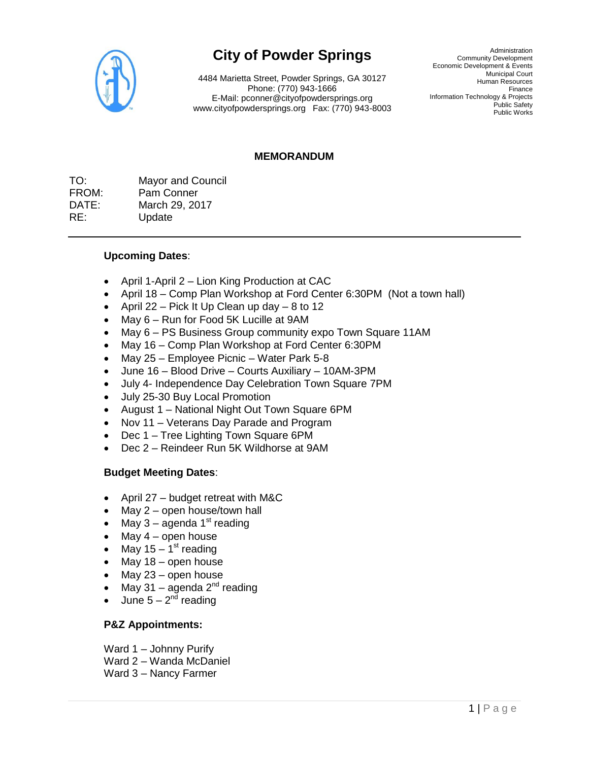# City of Powder Springs

4484 Marietta Street, Powder Springs, GA 30127
Phone: (770) 943-1666
E-Mail: pconner@cityofpowdersprings.org
www.cityofpowdersprings.org Fax: (770) 943-8003

Administration
Community Development
Economic Development & Events
Municipal Court
Human Resources
Finance
Information Technology & Projects
Public Safety
Public Works

## MEMORANDUM

TO: Mayor and Council
FROM: Pam Conner
DATE: March 29, 2017
RE: Update

---

**Upcoming Dates**:

- April 1-April 2 – Lion King Production at CAC
- April 18 – Comp Plan Workshop at Ford Center 6:30PM (Not a town hall)
- April 22 – Pick It Up Clean up day – 8 to 12
- May 6 – Run for Food 5K Lucille at 9AM
- May 6 – PS Business Group community expo Town Square 11AM
- May 16 – Comp Plan Workshop at Ford Center 6:30PM
- May 25 – Employee Picnic – Water Park 5-8
- June 16 – Blood Drive – Courts Auxiliary – 10AM-3PM
- July 4- Independence Day Celebration Town Square 7PM
- July 25-30 Buy Local Promotion
- August 1 – National Night Out Town Square 6PM
- Nov 11 – Veterans Day Parade and Program
- Dec 1 – Tree Lighting Town Square 6PM
- Dec 2 – Reindeer Run 5K Wildhorse at 9AM

**Budget Meeting Dates**:

- April 27 – budget retreat with M&C
- May 2 – open house/town hall
- May 3 – agenda 1st reading
- May 4 – open house
- May 15 – 1st reading
- May 18 – open house
- May 23 – open house
- May 31 – agenda 2nd reading
- June 5 – 2nd reading

**P&Z Appointments:**

Ward 1 – Johnny Purify
Ward 2 – Wanda McDaniel
Ward 3 – Nancy Farmer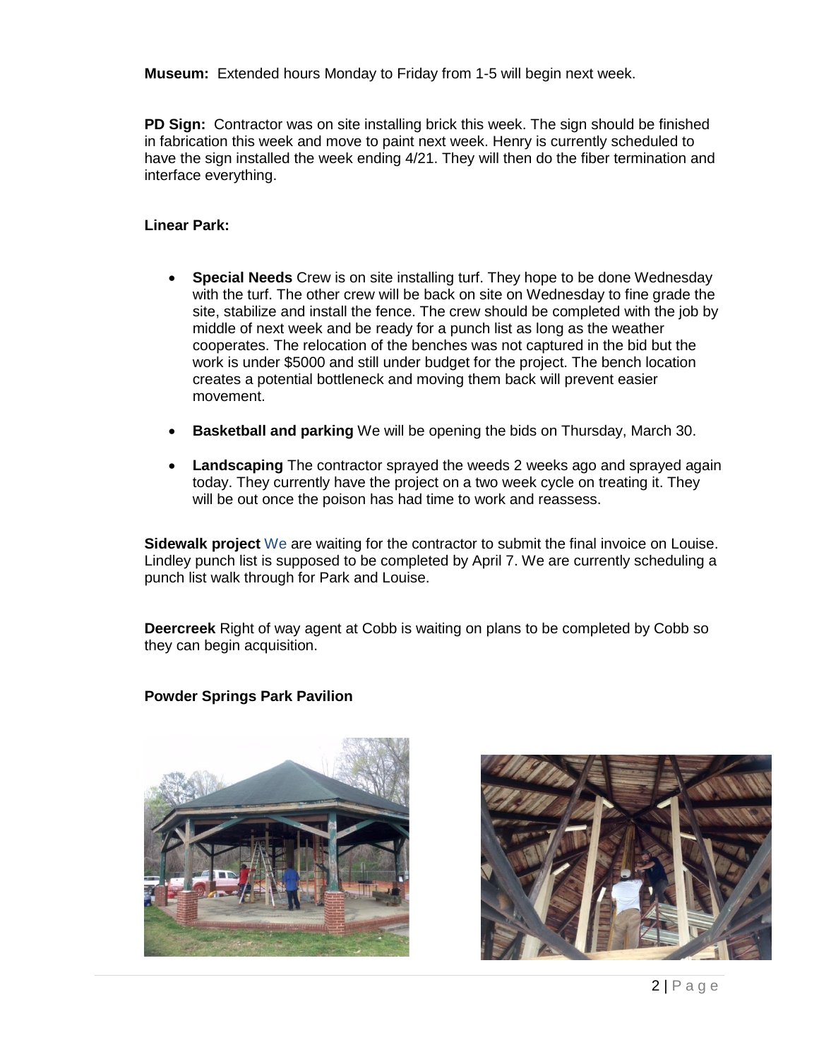**Museum:** Extended hours Monday to Friday from 1-5 will begin next week.

**PD Sign:** Contractor was on site installing brick this week. The sign should be finished in fabrication this week and move to paint next week. Henry is currently scheduled to have the sign installed the week ending 4/21. They will then do the fiber termination and interface everything.

**Linear Park:**

- **Special Needs** Crew is on site installing turf. They hope to be done Wednesday with the turf. The other crew will be back on site on Wednesday to fine grade the site, stabilize and install the fence. The crew should be completed with the job by middle of next week and be ready for a punch list as long as the weather cooperates. The relocation of the benches was not captured in the bid but the work is under $5000 and still under budget for the project. The bench location creates a potential bottleneck and moving them back will prevent easier movement.

- **Basketball and parking** We will be opening the bids on Thursday, March 30.

- **Landscaping** The contractor sprayed the weeds 2 weeks ago and sprayed again today. They currently have the project on a two week cycle on treating it. They will be out once the poison has had time to work and reassess.

**Sidewalk project** We are waiting for the contractor to submit the final invoice on Louise. Lindley punch list is supposed to be completed by April 7. We are currently scheduling a punch list walk through for Park and Louise.

**Deercreek** Right of way agent at Cobb is waiting on plans to be completed by Cobb so they can begin acquisition.

**Powder Springs Park Pavilion**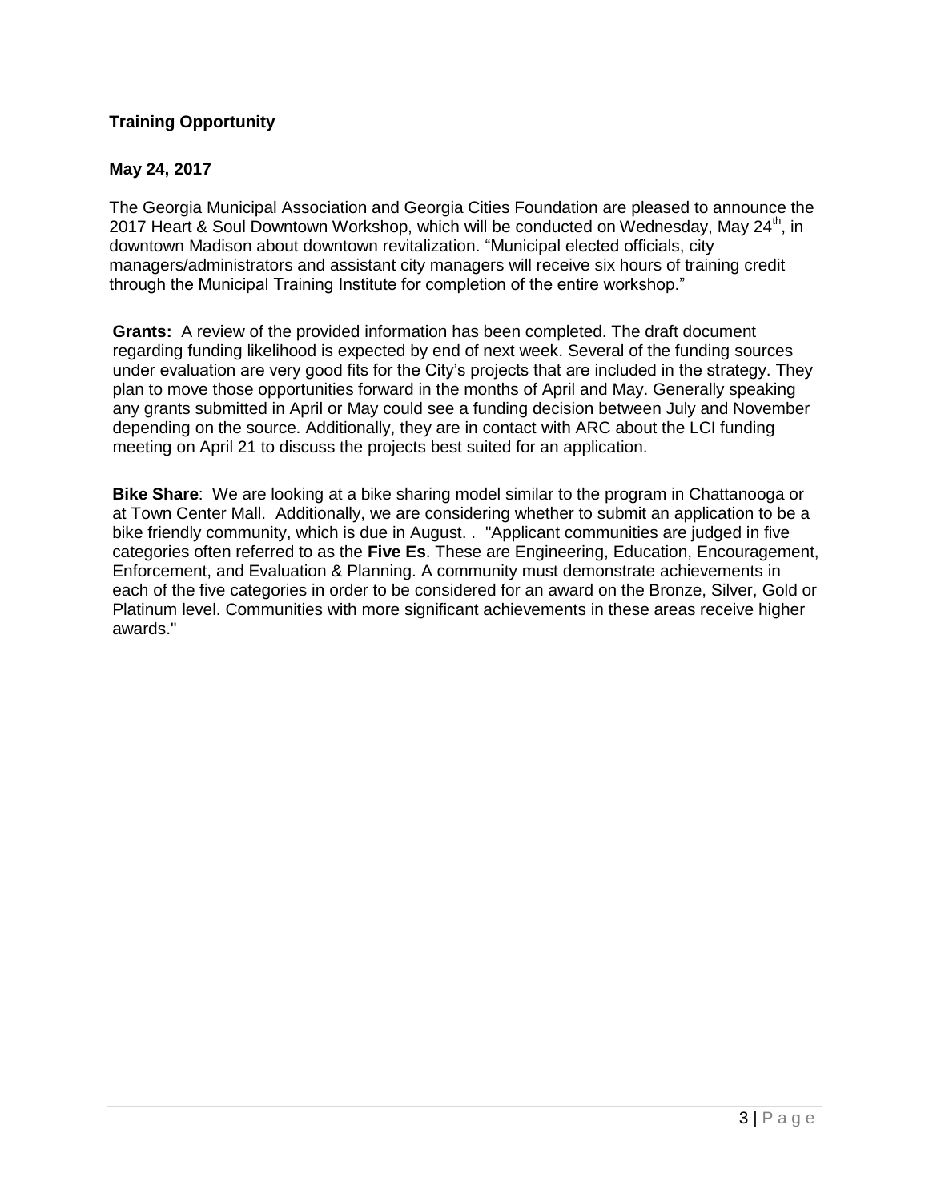**Training Opportunity**

**May 24, 2017**

The Georgia Municipal Association and Georgia Cities Foundation are pleased to announce the 2017 Heart & Soul Downtown Workshop, which will be conducted on Wednesday, May 24th, in downtown Madison about downtown revitalization. "Municipal elected officials, city managers/administrators and assistant city managers will receive six hours of training credit through the Municipal Training Institute for completion of the entire workshop."

**Grants:** A review of the provided information has been completed. The draft document regarding funding likelihood is expected by end of next week. Several of the funding sources under evaluation are very good fits for the City's projects that are included in the strategy. They plan to move those opportunities forward in the months of April and May. Generally speaking any grants submitted in April or May could see a funding decision between July and November depending on the source. Additionally, they are in contact with ARC about the LCI funding meeting on April 21 to discuss the projects best suited for an application.

**Bike Share**: We are looking at a bike sharing model similar to the program in Chattanooga or at Town Center Mall. Additionally, we are considering whether to submit an application to be a bike friendly community, which is due in August. . "Applicant communities are judged in five categories often referred to as the **Five Es**. These are Engineering, Education, Encouragement, Enforcement, and Evaluation & Planning. A community must demonstrate achievements in each of the five categories in order to be considered for an award on the Bronze, Silver, Gold or Platinum level. Communities with more significant achievements in these areas receive higher awards."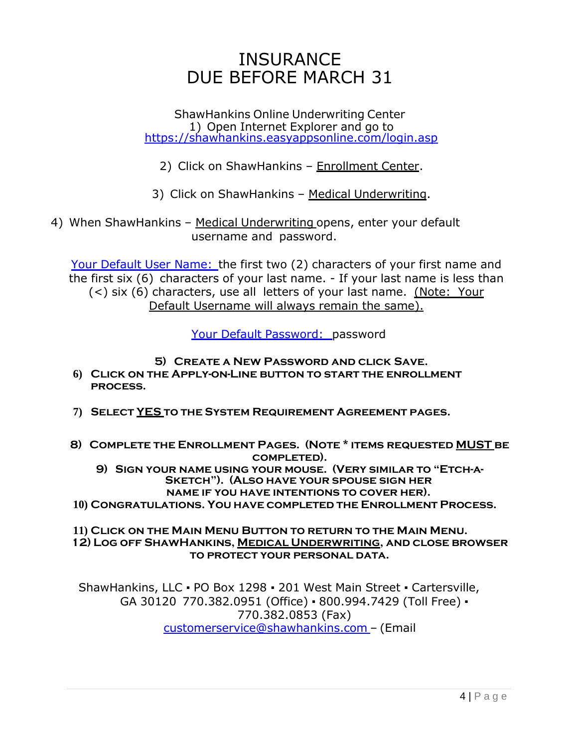# INSURANCE
# DUE BEFORE MARCH 31

ShawHankins Online Underwriting Center

1) Open Internet Explorer and go to https://shawhankins.easyappsonline.com/login.asp

2) Click on ShawHankins – Enrollment Center.

3) Click on ShawHankins – Medical Underwriting.

4) When ShawHankins – Medical Underwriting opens, enter your default username and password.

Your Default User Name: the first two (2) characters of your first name and the first six (6) characters of your last name. - If your last name is less than (<) six (6) characters, use all letters of your last name. (Note: Your Default Username will always remain the same).

Your Default Password: password

5) **Create a New Password and click Save.**

6) **Click on the Apply-on-Line button to start the enrollment process.**

7) **Select YES to the System Requirement Agreement pages.**

8) **Complete the Enrollment Pages. (Note * items requested MUST be completed).**

9) **Sign your name using your mouse. (Very similar to "Etch-A-Sketch"). (Also have your spouse sign her name if you have intentions to cover her).**

10) **Congratulations. You have completed the Enrollment Process.**

11) **Click on the Main Menu Button to return to the Main Menu.**

12) **Log off ShawHankins, Medical Underwriting, and close browser to protect your personal data.**

ShawHankins, LLC ▪ PO Box 1298 ▪ 201 West Main Street ▪ Cartersville, GA 30120 770.382.0951 (Office) ▪ 800.994.7429 (Toll Free) ▪ 770.382.0853 (Fax)
customerservice@shawhankins.com – (Email